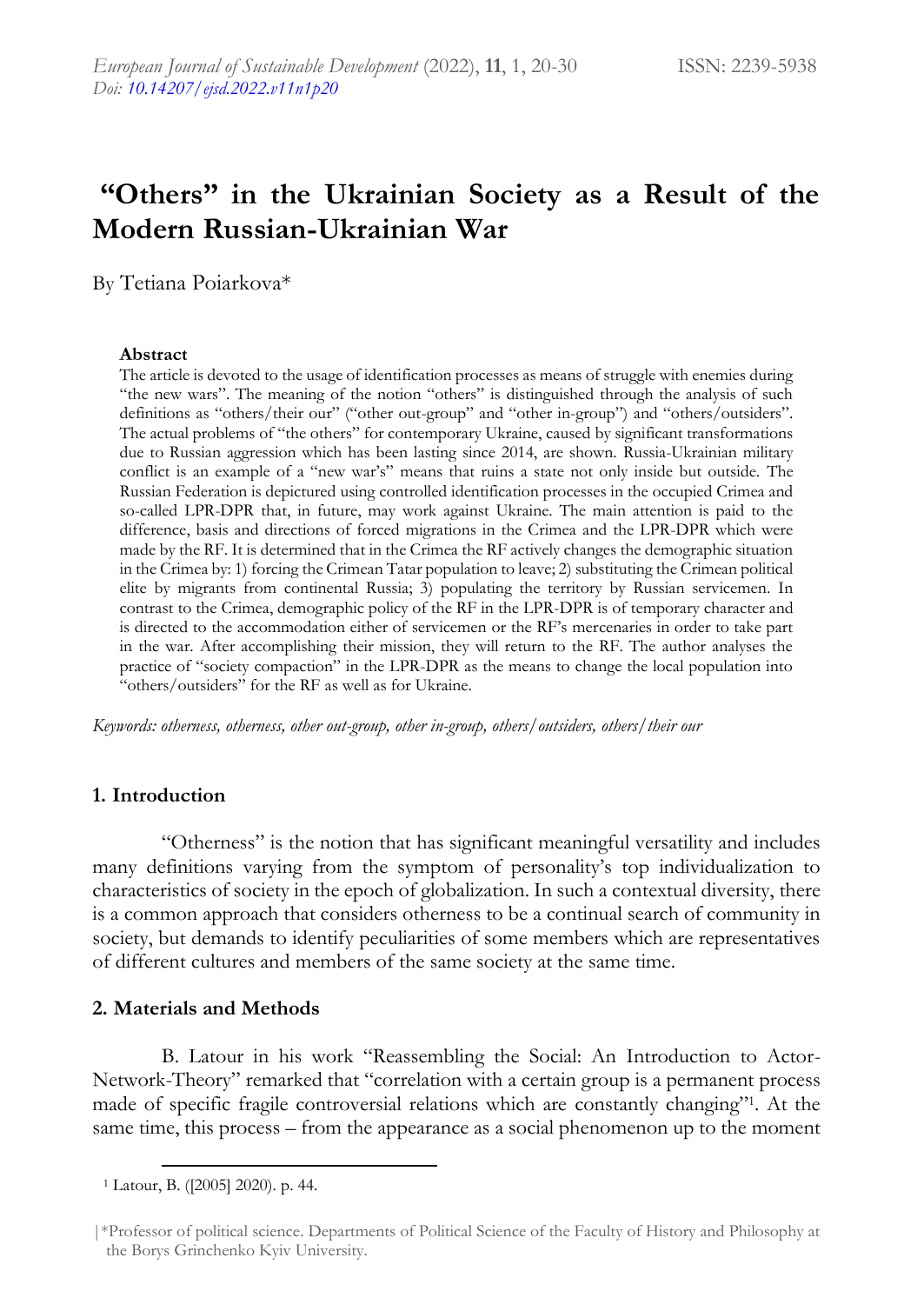# "Others" in the Ukrainian Society as a Result of the Modern Russian-Ukrainian War

By Tetiana Poiarkova*

**Abstract**

The article is devoted to the usage of identification processes as means of struggle with enemies during "the new wars". The meaning of the notion "others" is distinguished through the analysis of such definitions as "others/their our" ("other out-group" and "other in-group") and "others/outsiders". The actual problems of "the others" for contemporary Ukraine, caused by significant transformations due to Russian aggression which has been lasting since 2014, are shown. Russia-Ukrainian military conflict is an example of a "new war's" means that ruins a state not only inside but outside. The Russian Federation is depictured using controlled identification processes in the occupied Crimea and so-called LPR-DPR that, in future, may work against Ukraine. The main attention is paid to the difference, basis and directions of forced migrations in the Crimea and the LPR-DPR which were made by the RF. It is determined that in the Crimea the RF actively changes the demographic situation in the Crimea by: 1) forcing the Crimean Tatar population to leave; 2) substituting the Crimean political elite by migrants from continental Russia; 3) populating the territory by Russian servicemen. In contrast to the Crimea, demographic policy of the RF in the LPR-DPR is of temporary character and is directed to the accommodation either of servicemen or the RF's mercenaries in order to take part in the war. After accomplishing their mission, they will return to the RF. The author analyses the practice of "society compaction" in the LPR-DPR as the means to change the local population into "others/outsiders" for the RF as well as for Ukraine.

*Keywords: otherness, otherness, other out-group, other in-group, others/outsiders, others/their our*

## 1. Introduction

"Otherness" is the notion that has significant meaningful versatility and includes many definitions varying from the symptom of personality's top individualization to characteristics of society in the epoch of globalization. In such a contextual diversity, there is a common approach that considers otherness to be a continual search of community in society, but demands to identify peculiarities of some members which are representatives of different cultures and members of the same society at the same time.

## 2. Materials and Methods

B. Latour in his work "Reassembling the Social: An Introduction to Actor-Network-Theory" remarked that "correlation with a certain group is a permanent process made of specific fragile controversial relations which are constantly changing"[1]. At the same time, this process – from the appearance as a social phenomenon up to the moment

[1] Latour, B. ([2005] 2020). p. 44.

*Professor of political science. Departments of Political Science of the Faculty of History and Philosophy at the Borys Grinchenko Kyiv University.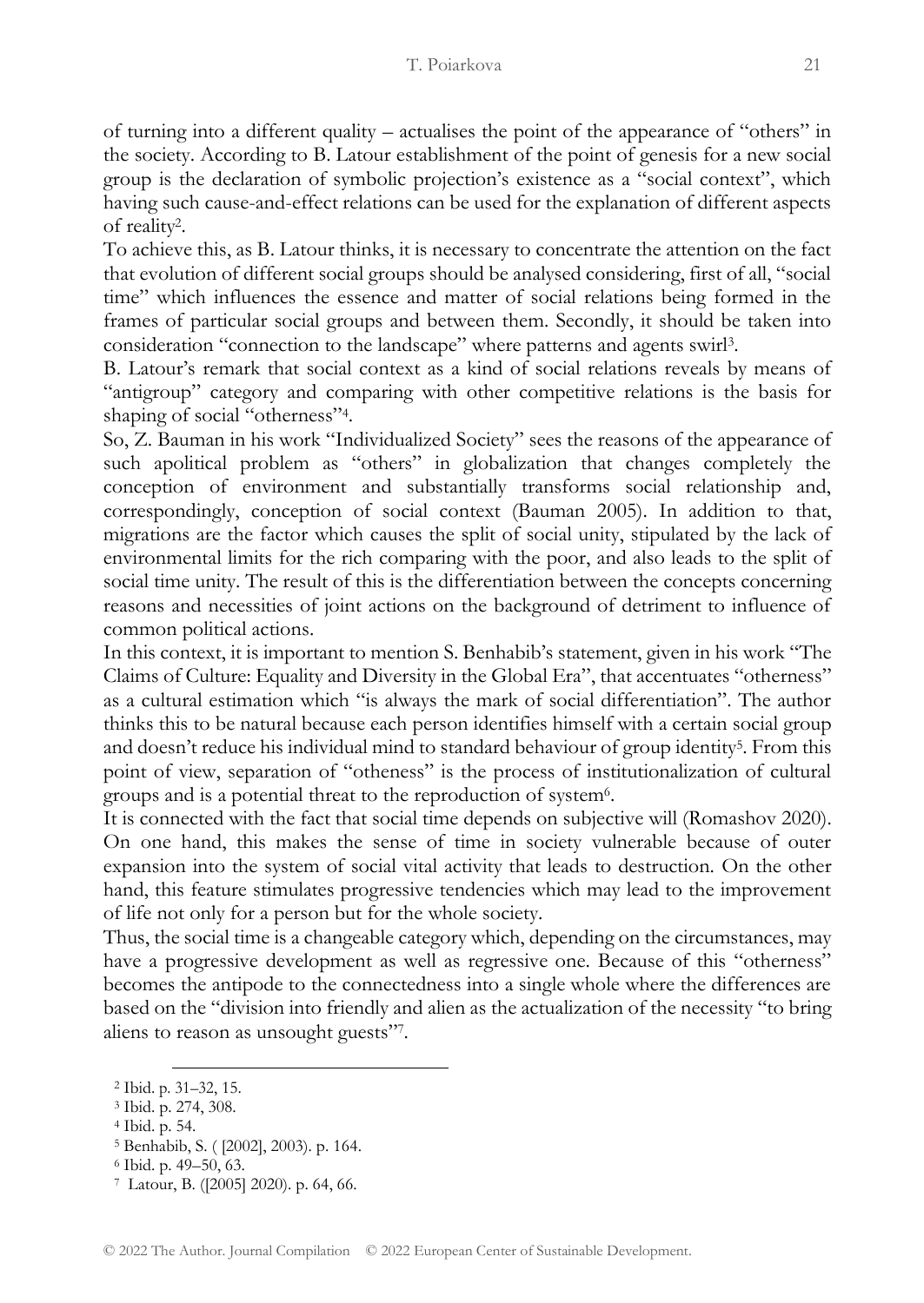of turning into a different quality – actualises the point of the appearance of "others" in the society. According to B. Latour establishment of the point of genesis for a new social group is the declaration of symbolic projection's existence as a "social context", which having such cause-and-effect relations can be used for the explanation of different aspects of reality[2].

To achieve this, as B. Latour thinks, it is necessary to concentrate the attention on the fact that evolution of different social groups should be analysed considering, first of all, "social time" which influences the essence and matter of social relations being formed in the frames of particular social groups and between them. Secondly, it should be taken into consideration "connection to the landscape" where patterns and agents swirl[3].

B. Latour's remark that social context as a kind of social relations reveals by means of "antigroup" category and comparing with other competitive relations is the basis for shaping of social "otherness"[4].

So, Z. Bauman in his work "Individualized Society" sees the reasons of the appearance of such apolitical problem as "others" in globalization that changes completely the conception of environment and substantially transforms social relationship and, correspondingly, conception of social context (Bauman 2005). In addition to that, migrations are the factor which causes the split of social unity, stipulated by the lack of environmental limits for the rich comparing with the poor, and also leads to the split of social time unity. The result of this is the differentiation between the concepts concerning reasons and necessities of joint actions on the background of detriment to influence of common political actions.

In this context, it is important to mention S. Benhabib's statement, given in his work "The Claims of Culture: Equality and Diversity in the Global Era", that accentuates "otherness" as a cultural estimation which "is always the mark of social differentiation". The author thinks this to be natural because each person identifies himself with a certain social group and doesn't reduce his individual mind to standard behaviour of group identity[5]. From this point of view, separation of "otheness" is the process of institutionalization of cultural groups and is a potential threat to the reproduction of system[6].

It is connected with the fact that social time depends on subjective will (Romashov 2020). On one hand, this makes the sense of time in society vulnerable because of outer expansion into the system of social vital activity that leads to destruction. On the other hand, this feature stimulates progressive tendencies which may lead to the improvement of life not only for a person but for the whole society.

Thus, the social time is a changeable category which, depending on the circumstances, may have a progressive development as well as regressive one. Because of this "otherness" becomes the antipode to the connectedness into a single whole where the differences are based on the "division into friendly and alien as the actualization of the necessity "to bring aliens to reason as unsought guests"[7].

---

[2] Ibid. p. 31–32, 15.

[3] Ibid. p. 274, 308.

[4] Ibid. p. 54.

[5] Benhabib, S. ( [2002], 2003). p. 164.

[6] Ibid. p. 49–50, 63.

[7] Latour, B. ([2005] 2020). p. 64, 66.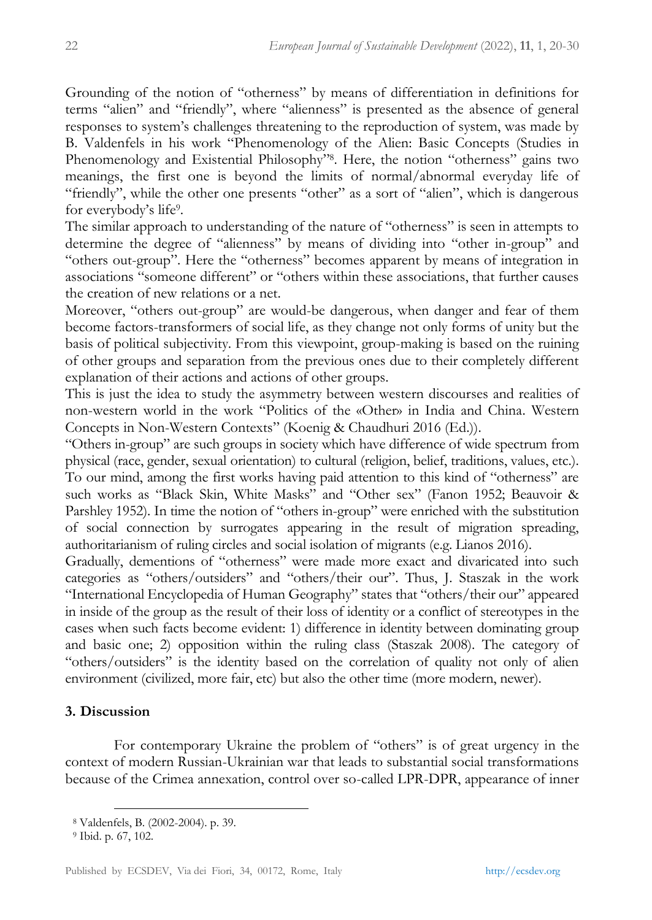Grounding of the notion of "otherness" by means of differentiation in definitions for terms "alien" and "friendly", where "alienness" is presented as the absence of general responses to system's challenges threatening to the reproduction of system, was made by B. Valdenfels in his work "Phenomenology of the Alien: Basic Concepts (Studies in Phenomenology and Existential Philosophy"[8]. Here, the notion "otherness" gains two meanings, the first one is beyond the limits of normal/abnormal everyday life of "friendly", while the other one presents "other" as a sort of "alien", which is dangerous for everybody's life[9].

The similar approach to understanding of the nature of "otherness" is seen in attempts to determine the degree of "alienness" by means of dividing into "other in-group" and "others out-group". Here the "otherness" becomes apparent by means of integration in associations "someone different" or "others within these associations, that further causes the creation of new relations or a net.

Moreover, "others out-group" are would-be dangerous, when danger and fear of them become factors-transformers of social life, as they change not only forms of unity but the basis of political subjectivity. From this viewpoint, group-making is based on the ruining of other groups and separation from the previous ones due to their completely different explanation of their actions and actions of other groups.

This is just the idea to study the asymmetry between western discourses and realities of non-western world in the work "Politics of the «Other» in India and China. Western Concepts in Non-Western Contexts" (Koenig & Chaudhuri 2016 (Ed.)).

"Others in-group" are such groups in society which have difference of wide spectrum from physical (race, gender, sexual orientation) to cultural (religion, belief, traditions, values, etc.). To our mind, among the first works having paid attention to this kind of "otherness" are such works as "Black Skin, White Masks" and "Other sex" (Fanon 1952; Beauvoir & Parshley 1952). In time the notion of "others in-group" were enriched with the substitution of social connection by surrogates appearing in the result of migration spreading, authoritarianism of ruling circles and social isolation of migrants (e.g. Lianos 2016).

Gradually, dementions of "otherness" were made more exact and divaricated into such categories as "others/outsiders" and "others/their our". Thus, J. Staszak in the work "International Encyclopedia of Human Geography" states that "others/their our" appeared in inside of the group as the result of their loss of identity or a conflict of stereotypes in the cases when such facts become evident: 1) difference in identity between dominating group and basic one; 2) opposition within the ruling class (Staszak 2008). The category of "others/outsiders" is the identity based on the correlation of quality not only of alien environment (civilized, more fair, etc) but also the other time (more modern, newer).

## 3. Discussion

For contemporary Ukraine the problem of "others" is of great urgency in the context of modern Russian-Ukrainian war that leads to substantial social transformations because of the Crimea annexation, control over so-called LPR-DPR, appearance of inner

[8] Valdenfels, B. (2002-2004). p. 39.

[9] Ibid. p. 67, 102.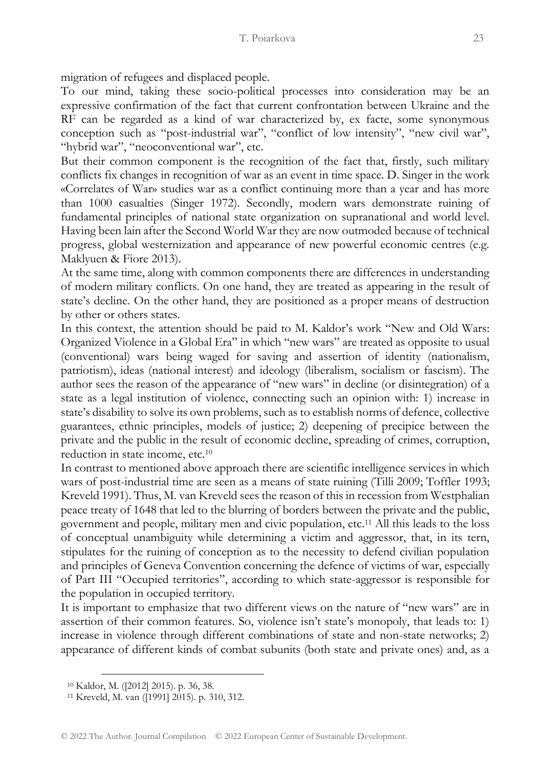migration of refugees and displaced people.

To our mind, taking these socio-political processes into consideration may be an expressive confirmation of the fact that current confrontation between Ukraine and the RF can be regarded as a kind of war characterized by, ex facte, some synonymous conception such as "post-industrial war", "conflict of low intensity", "new civil war", "hybrid war", "neoconventional war", etc.

But their common component is the recognition of the fact that, firstly, such military conflicts fix changes in recognition of war as an event in time space. D. Singer in the work «Correlates of War» studies war as a conflict continuing more than a year and has more than 1000 casualties (Singer 1972). Secondly, modern wars demonstrate ruining of fundamental principles of national state organization on supranational and world level. Having been lain after the Second World War they are now outmoded because of technical progress, global westernization and appearance of new powerful economic centres (e.g. Maklyuen & Fiore 2013).

At the same time, along with common components there are differences in understanding of modern military conflicts. On one hand, they are treated as appearing in the result of state's decline. On the other hand, they are positioned as a proper means of destruction by other or others states.

In this context, the attention should be paid to M. Kaldor's work "New and Old Wars: Organized Violence in a Global Era" in which "new wars" are treated as opposite to usual (conventional) wars being waged for saving and assertion of identity (nationalism, patriotism), ideas (national interest) and ideology (liberalism, socialism or fascism). The author sees the reason of the appearance of "new wars" in decline (or disintegration) of a state as a legal institution of violence, connecting such an opinion with: 1) increase in state's disability to solve its own problems, such as to establish norms of defence, collective guarantees, ethnic principles, models of justice; 2) deepening of precipice between the private and the public in the result of economic decline, spreading of crimes, corruption, reduction in state income, etc.[10]

In contrast to mentioned above approach there are scientific intelligence services in which wars of post-industrial time are seen as a means of state ruining (Tilli 2009; Toffler 1993; Kreveld 1991). Thus, M. van Kreveld sees the reason of this in recession from Westphalian peace treaty of 1648 that led to the blurring of borders between the private and the public, government and people, military men and civic population, etc.[11] All this leads to the loss of conceptual unambiguity while determining a victim and aggressor, that, in its tern, stipulates for the ruining of conception as to the necessity to defend civilian population and principles of Geneva Convention concerning the defence of victims of war, especially of Part III "Occupied territories", according to which state-aggressor is responsible for the population in occupied territory.

It is important to emphasize that two different views on the nature of "new wars" are in assertion of their common features. So, violence isn't state's monopoly, that leads to: 1) increase in violence through different combinations of state and non-state networks; 2) appearance of different kinds of combat subunits (both state and private ones) and, as a

[10] Kaldor, M. ([2012] 2015). p. 36, 38.

[11] Kreveld, M. van ([1991] 2015). p. 310, 312.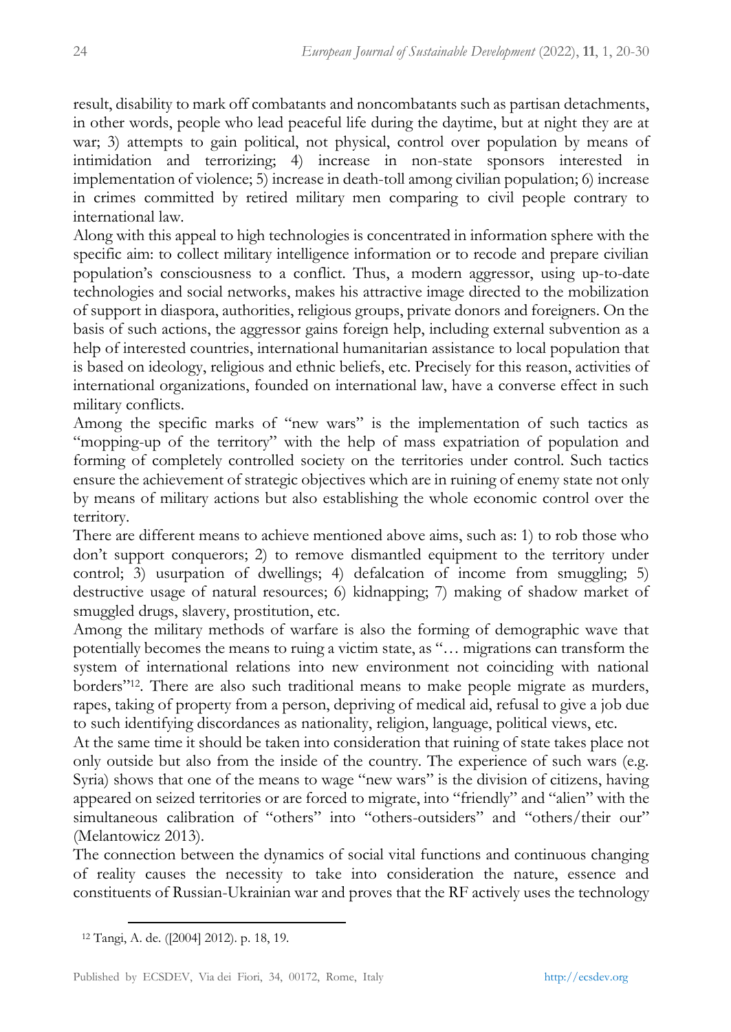result, disability to mark off combatants and noncombatants such as partisan detachments, in other words, people who lead peaceful life during the daytime, but at night they are at war; 3) attempts to gain political, not physical, control over population by means of intimidation and terrorizing; 4) increase in non-state sponsors interested in implementation of violence; 5) increase in death-toll among civilian population; 6) increase in crimes committed by retired military men comparing to civil people contrary to international law.

Along with this appeal to high technologies is concentrated in information sphere with the specific aim: to collect military intelligence information or to recode and prepare civilian population's consciousness to a conflict. Thus, a modern aggressor, using up-to-date technologies and social networks, makes his attractive image directed to the mobilization of support in diaspora, authorities, religious groups, private donors and foreigners. On the basis of such actions, the aggressor gains foreign help, including external subvention as a help of interested countries, international humanitarian assistance to local population that is based on ideology, religious and ethnic beliefs, etc. Precisely for this reason, activities of international organizations, founded on international law, have a converse effect in such military conflicts.

Among the specific marks of "new wars" is the implementation of such tactics as "mopping-up of the territory" with the help of mass expatriation of population and forming of completely controlled society on the territories under control. Such tactics ensure the achievement of strategic objectives which are in ruining of enemy state not only by means of military actions but also establishing the whole economic control over the territory.

There are different means to achieve mentioned above aims, such as: 1) to rob those who don't support conquerors; 2) to remove dismantled equipment to the territory under control; 3) usurpation of dwellings; 4) defalcation of income from smuggling; 5) destructive usage of natural resources; 6) kidnapping; 7) making of shadow market of smuggled drugs, slavery, prostitution, etc.

Among the military methods of warfare is also the forming of demographic wave that potentially becomes the means to ruing a victim state, as "… migrations can transform the system of international relations into new environment not coinciding with national borders"[12]. There are also such traditional means to make people migrate as murders, rapes, taking of property from a person, depriving of medical aid, refusal to give a job due to such identifying discordances as nationality, religion, language, political views, etc.

At the same time it should be taken into consideration that ruining of state takes place not only outside but also from the inside of the country. The experience of such wars (e.g. Syria) shows that one of the means to wage "new wars" is the division of citizens, having appeared on seized territories or are forced to migrate, into "friendly" and "alien" with the simultaneous calibration of "others" into "others-outsiders" and "others/their our" (Melantowicz 2013).

The connection between the dynamics of social vital functions and continuous changing of reality causes the necessity to take into consideration the nature, essence and constituents of Russian-Ukrainian war and proves that the RF actively uses the technology

[12] Tangi, A. de. ([2004] 2012). p. 18, 19.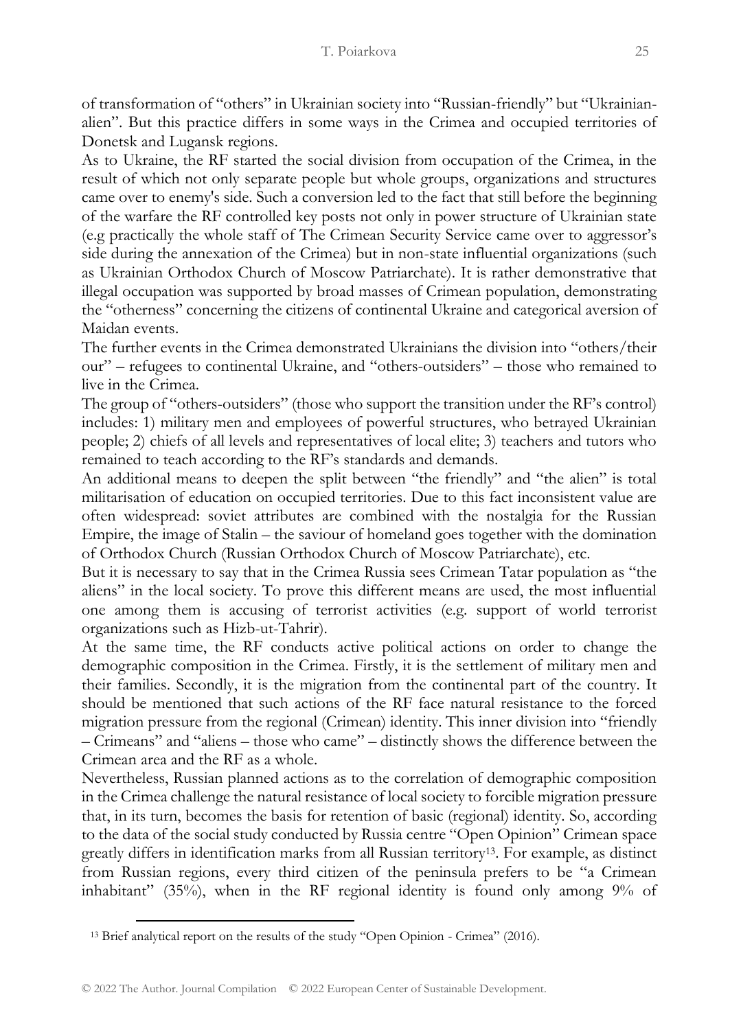of transformation of "others" in Ukrainian society into "Russian-friendly" but "Ukrainian-alien". But this practice differs in some ways in the Crimea and occupied territories of Donetsk and Lugansk regions.

As to Ukraine, the RF started the social division from occupation of the Crimea, in the result of which not only separate people but whole groups, organizations and structures came over to enemy's side. Such a conversion led to the fact that still before the beginning of the warfare the RF controlled key posts not only in power structure of Ukrainian state (e.g practically the whole staff of The Crimean Security Service came over to aggressor's side during the annexation of the Crimea) but in non-state influential organizations (such as Ukrainian Orthodox Church of Moscow Patriarchate). It is rather demonstrative that illegal occupation was supported by broad masses of Crimean population, demonstrating the "otherness" concerning the citizens of continental Ukraine and categorical aversion of Maidan events.

The further events in the Crimea demonstrated Ukrainians the division into "others/their our" – refugees to continental Ukraine, and "others-outsiders" – those who remained to live in the Crimea.

The group of "others-outsiders" (those who support the transition under the RF's control) includes: 1) military men and employees of powerful structures, who betrayed Ukrainian people; 2) chiefs of all levels and representatives of local elite; 3) teachers and tutors who remained to teach according to the RF's standards and demands.

An additional means to deepen the split between "the friendly" and "the alien" is total militarisation of education on occupied territories. Due to this fact inconsistent value are often widespread: soviet attributes are combined with the nostalgia for the Russian Empire, the image of Stalin – the saviour of homeland goes together with the domination of Orthodox Church (Russian Orthodox Church of Moscow Patriarchate), etc.

But it is necessary to say that in the Crimea Russia sees Crimean Tatar population as "the aliens" in the local society. To prove this different means are used, the most influential one among them is accusing of terrorist activities (e.g. support of world terrorist organizations such as Hizb-ut-Tahrir).

At the same time, the RF conducts active political actions on order to change the demographic composition in the Crimea. Firstly, it is the settlement of military men and their families. Secondly, it is the migration from the continental part of the country. It should be mentioned that such actions of the RF face natural resistance to the forced migration pressure from the regional (Crimean) identity. This inner division into "friendly – Crimeans" and "aliens – those who came" – distinctly shows the difference between the Crimean area and the RF as a whole.

Nevertheless, Russian planned actions as to the correlation of demographic composition in the Crimea challenge the natural resistance of local society to forcible migration pressure that, in its turn, becomes the basis for retention of basic (regional) identity. So, according to the data of the social study conducted by Russia centre "Open Opinion" Crimean space greatly differs in identification marks from all Russian territory[13]. For example, as distinct from Russian regions, every third citizen of the peninsula prefers to be "a Crimean inhabitant" (35%), when in the RF regional identity is found only among 9% of

[13] Brief analytical report on the results of the study "Open Opinion - Crimea" (2016).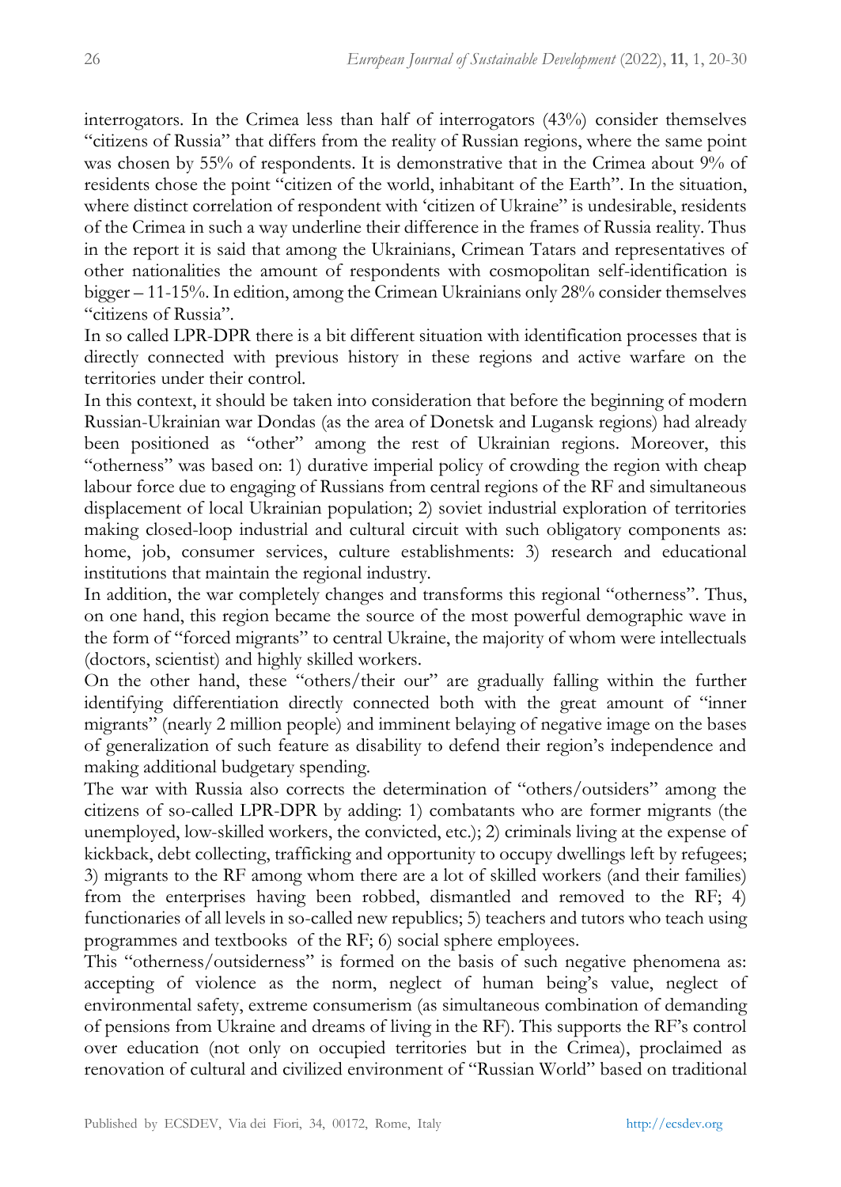interrogators. In the Crimea less than half of interrogators (43%) consider themselves "citizens of Russia" that differs from the reality of Russian regions, where the same point was chosen by 55% of respondents. It is demonstrative that in the Crimea about 9% of residents chose the point "citizen of the world, inhabitant of the Earth". In the situation, where distinct correlation of respondent with 'citizen of Ukraine" is undesirable, residents of the Crimea in such a way underline their difference in the frames of Russia reality. Thus in the report it is said that among the Ukrainians, Crimean Tatars and representatives of other nationalities the amount of respondents with cosmopolitan self-identification is bigger – 11-15%. In edition, among the Crimean Ukrainians only 28% consider themselves "citizens of Russia".

In so called LPR-DPR there is a bit different situation with identification processes that is directly connected with previous history in these regions and active warfare on the territories under their control.

In this context, it should be taken into consideration that before the beginning of modern Russian-Ukrainian war Dondas (as the area of Donetsk and Lugansk regions) had already been positioned as "other" among the rest of Ukrainian regions. Moreover, this "otherness" was based on: 1) durative imperial policy of crowding the region with cheap labour force due to engaging of Russians from central regions of the RF and simultaneous displacement of local Ukrainian population; 2) soviet industrial exploration of territories making closed-loop industrial and cultural circuit with such obligatory components as: home, job, consumer services, culture establishments: 3) research and educational institutions that maintain the regional industry.

In addition, the war completely changes and transforms this regional "otherness". Thus, on one hand, this region became the source of the most powerful demographic wave in the form of "forced migrants" to central Ukraine, the majority of whom were intellectuals (doctors, scientist) and highly skilled workers.

On the other hand, these "others/their our" are gradually falling within the further identifying differentiation directly connected both with the great amount of "inner migrants" (nearly 2 million people) and imminent belaying of negative image on the bases of generalization of such feature as disability to defend their region's independence and making additional budgetary spending.

The war with Russia also corrects the determination of "others/outsiders" among the citizens of so-called LPR-DPR by adding: 1) combatants who are former migrants (the unemployed, low-skilled workers, the convicted, etc.); 2) criminals living at the expense of kickback, debt collecting, trafficking and opportunity to occupy dwellings left by refugees; 3) migrants to the RF among whom there are a lot of skilled workers (and their families) from the enterprises having been robbed, dismantled and removed to the RF; 4) functionaries of all levels in so-called new republics; 5) teachers and tutors who teach using programmes and textbooks of the RF; 6) social sphere employees.

This "otherness/outsiderness" is formed on the basis of such negative phenomena as: accepting of violence as the norm, neglect of human being's value, neglect of environmental safety, extreme consumerism (as simultaneous combination of demanding of pensions from Ukraine and dreams of living in the RF). This supports the RF's control over education (not only on occupied territories but in the Crimea), proclaimed as renovation of cultural and civilized environment of "Russian World" based on traditional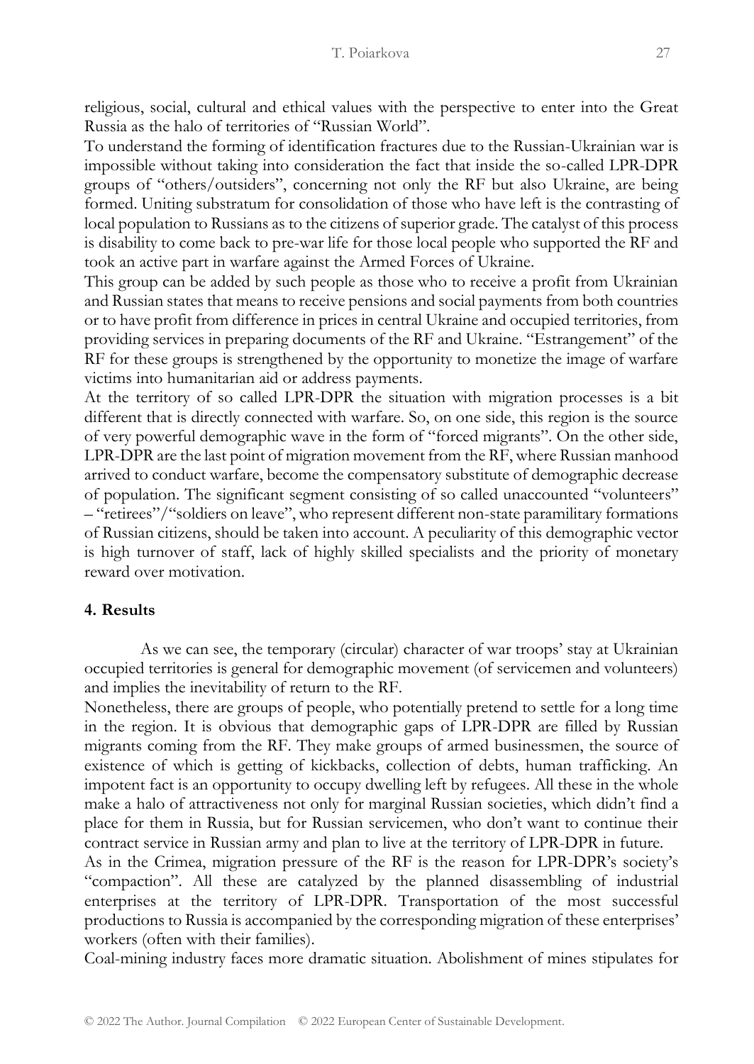religious, social, cultural and ethical values with the perspective to enter into the Great Russia as the halo of territories of "Russian World".

To understand the forming of identification fractures due to the Russian-Ukrainian war is impossible without taking into consideration the fact that inside the so-called LPR-DPR groups of "others/outsiders", concerning not only the RF but also Ukraine, are being formed. Uniting substratum for consolidation of those who have left is the contrasting of local population to Russians as to the citizens of superior grade. The catalyst of this process is disability to come back to pre-war life for those local people who supported the RF and took an active part in warfare against the Armed Forces of Ukraine.

This group can be added by such people as those who to receive a profit from Ukrainian and Russian states that means to receive pensions and social payments from both countries or to have profit from difference in prices in central Ukraine and occupied territories, from providing services in preparing documents of the RF and Ukraine. "Estrangement" of the RF for these groups is strengthened by the opportunity to monetize the image of warfare victims into humanitarian aid or address payments.

At the territory of so called LPR-DPR the situation with migration processes is a bit different that is directly connected with warfare. So, on one side, this region is the source of very powerful demographic wave in the form of "forced migrants". On the other side, LPR-DPR are the last point of migration movement from the RF, where Russian manhood arrived to conduct warfare, become the compensatory substitute of demographic decrease of population. The significant segment consisting of so called unaccounted "volunteers" – "retirees"/"soldiers on leave", who represent different non-state paramilitary formations of Russian citizens, should be taken into account. A peculiarity of this demographic vector is high turnover of staff, lack of highly skilled specialists and the priority of monetary reward over motivation.

## 4. Results

As we can see, the temporary (circular) character of war troops' stay at Ukrainian occupied territories is general for demographic movement (of servicemen and volunteers) and implies the inevitability of return to the RF.

Nonetheless, there are groups of people, who potentially pretend to settle for a long time in the region. It is obvious that demographic gaps of LPR-DPR are filled by Russian migrants coming from the RF. They make groups of armed businessmen, the source of existence of which is getting of kickbacks, collection of debts, human trafficking. An impotent fact is an opportunity to occupy dwelling left by refugees. All these in the whole make a halo of attractiveness not only for marginal Russian societies, which didn't find a place for them in Russia, but for Russian servicemen, who don't want to continue their contract service in Russian army and plan to live at the territory of LPR-DPR in future.

As in the Crimea, migration pressure of the RF is the reason for LPR-DPR's society's "compaction". All these are catalyzed by the planned disassembling of industrial enterprises at the territory of LPR-DPR. Transportation of the most successful productions to Russia is accompanied by the corresponding migration of these enterprises' workers (often with their families).

Coal-mining industry faces more dramatic situation. Abolishment of mines stipulates for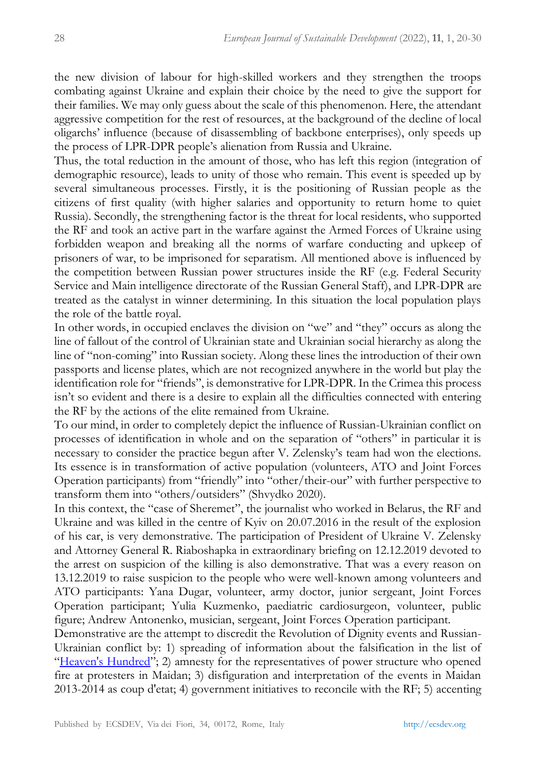the new division of labour for high-skilled workers and they strengthen the troops combating against Ukraine and explain their choice by the need to give the support for their families. We may only guess about the scale of this phenomenon. Here, the attendant aggressive competition for the rest of resources, at the background of the decline of local oligarchs' influence (because of disassembling of backbone enterprises), only speeds up the process of LPR-DPR people's alienation from Russia and Ukraine.

Thus, the total reduction in the amount of those, who has left this region (integration of demographic resource), leads to unity of those who remain. This event is speeded up by several simultaneous processes. Firstly, it is the positioning of Russian people as the citizens of first quality (with higher salaries and opportunity to return home to quiet Russia). Secondly, the strengthening factor is the threat for local residents, who supported the RF and took an active part in the warfare against the Armed Forces of Ukraine using forbidden weapon and breaking all the norms of warfare conducting and upkeep of prisoners of war, to be imprisoned for separatism. All mentioned above is influenced by the competition between Russian power structures inside the RF (e.g. Federal Security Service and Main intelligence directorate of the Russian General Staff), and LPR-DPR are treated as the catalyst in winner determining. In this situation the local population plays the role of the battle royal.

In other words, in occupied enclaves the division on "we" and "they" occurs as along the line of fallout of the control of Ukrainian state and Ukrainian social hierarchy as along the line of "non-coming" into Russian society. Along these lines the introduction of their own passports and license plates, which are not recognized anywhere in the world but play the identification role for "friends", is demonstrative for LPR-DPR. In the Crimea this process isn't so evident and there is a desire to explain all the difficulties connected with entering the RF by the actions of the elite remained from Ukraine.

To our mind, in order to completely depict the influence of Russian-Ukrainian conflict on processes of identification in whole and on the separation of "others" in particular it is necessary to consider the practice begun after V. Zelensky's team had won the elections. Its essence is in transformation of active population (volunteers, ATO and Joint Forces Operation participants) from "friendly" into "other/their-our" with further perspective to transform them into "others/outsiders" (Shvydko 2020).

In this context, the "case of Sheremet", the journalist who worked in Belarus, the RF and Ukraine and was killed in the centre of Kyiv on 20.07.2016 in the result of the explosion of his car, is very demonstrative. The participation of President of Ukraine V. Zelensky and Attorney General R. Riaboshapka in extraordinary briefing on 12.12.2019 devoted to the arrest on suspicion of the killing is also demonstrative. That was a every reason on 13.12.2019 to raise suspicion to the people who were well-known among volunteers and ATO participants: Yana Dugar, volunteer, army doctor, junior sergeant, Joint Forces Operation participant; Yulia Kuzmenko, paediatric cardiosurgeon, volunteer, public figure; Andrew Antonenko, musician, sergeant, Joint Forces Operation participant.

Demonstrative are the attempt to discredit the Revolution of Dignity events and Russian-Ukrainian conflict by: 1) spreading of information about the falsification in the list of "Heaven's Hundred"; 2) amnesty for the representatives of power structure who opened fire at protesters in Maidan; 3) disfiguration and interpretation of the events in Maidan 2013-2014 as coup d'etat; 4) government initiatives to reconcile with the RF; 5) accenting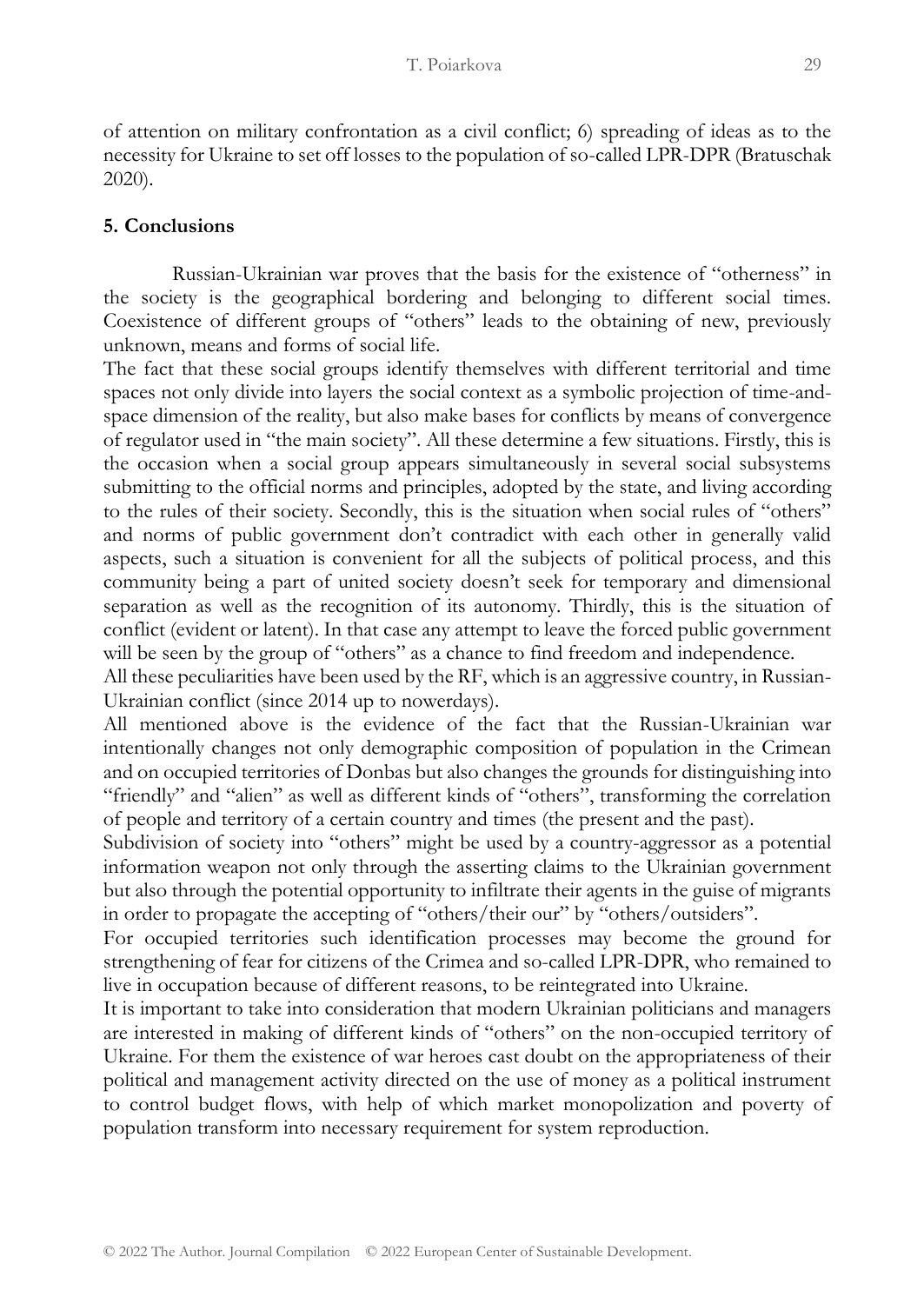of attention on military confrontation as a civil conflict; 6) spreading of ideas as to the necessity for Ukraine to set off losses to the population of so-called LPR-DPR (Bratuschak 2020).

## 5. Conclusions

Russian-Ukrainian war proves that the basis for the existence of "otherness" in the society is the geographical bordering and belonging to different social times. Coexistence of different groups of "others" leads to the obtaining of new, previously unknown, means and forms of social life.

The fact that these social groups identify themselves with different territorial and time spaces not only divide into layers the social context as a symbolic projection of time-and-space dimension of the reality, but also make bases for conflicts by means of convergence of regulator used in "the main society". All these determine a few situations. Firstly, this is the occasion when a social group appears simultaneously in several social subsystems submitting to the official norms and principles, adopted by the state, and living according to the rules of their society. Secondly, this is the situation when social rules of "others" and norms of public government don't contradict with each other in generally valid aspects, such a situation is convenient for all the subjects of political process, and this community being a part of united society doesn't seek for temporary and dimensional separation as well as the recognition of its autonomy. Thirdly, this is the situation of conflict (evident or latent). In that case any attempt to leave the forced public government will be seen by the group of "others" as a chance to find freedom and independence.

All these peculiarities have been used by the RF, which is an aggressive country, in Russian-Ukrainian conflict (since 2014 up to nowerdays).

All mentioned above is the evidence of the fact that the Russian-Ukrainian war intentionally changes not only demographic composition of population in the Crimean and on occupied territories of Donbas but also changes the grounds for distinguishing into "friendly" and "alien" as well as different kinds of "others", transforming the correlation of people and territory of a certain country and times (the present and the past).

Subdivision of society into "others" might be used by a country-aggressor as a potential information weapon not only through the asserting claims to the Ukrainian government but also through the potential opportunity to infiltrate their agents in the guise of migrants in order to propagate the accepting of "others/their our" by "others/outsiders".

For occupied territories such identification processes may become the ground for strengthening of fear for citizens of the Crimea and so-called LPR-DPR, who remained to live in occupation because of different reasons, to be reintegrated into Ukraine.

It is important to take into consideration that modern Ukrainian politicians and managers are interested in making of different kinds of "others" on the non-occupied territory of Ukraine. For them the existence of war heroes cast doubt on the appropriateness of their political and management activity directed on the use of money as a political instrument to control budget flows, with help of which market monopolization and poverty of population transform into necessary requirement for system reproduction.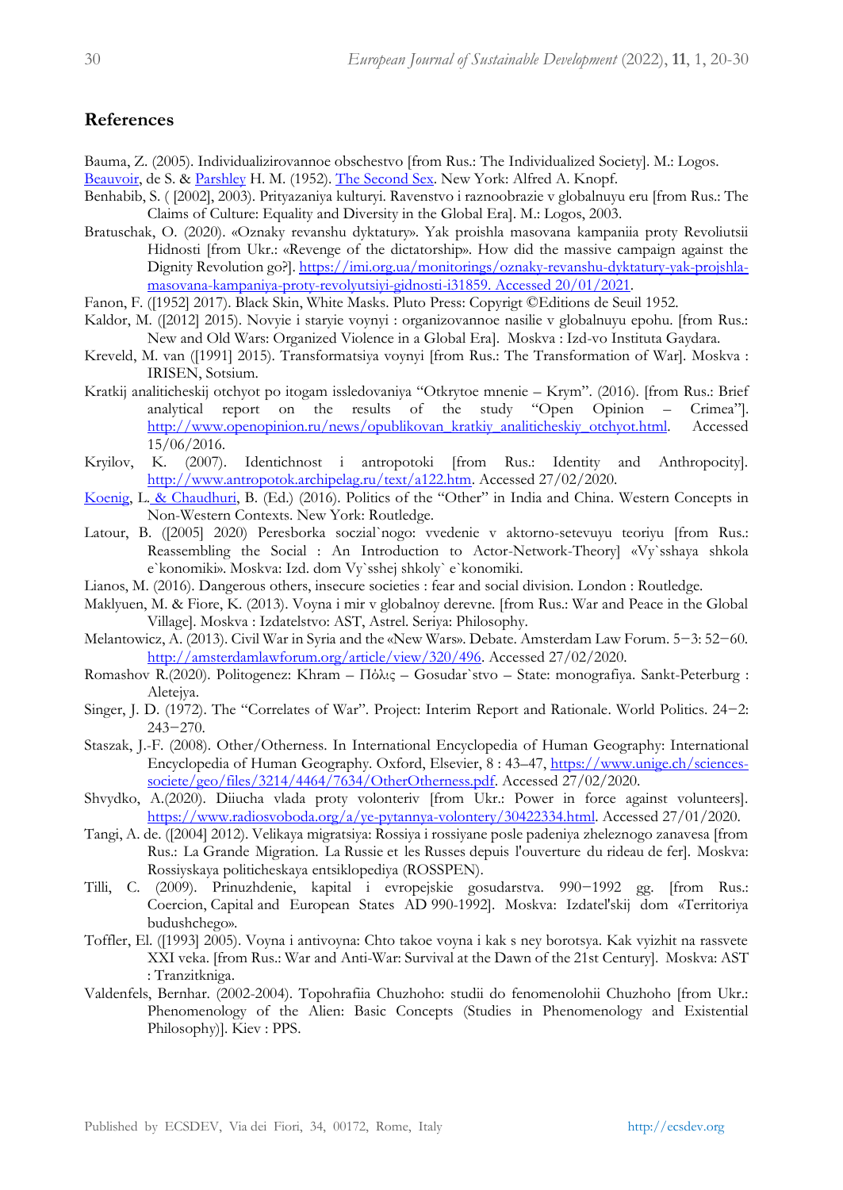## References

Bauma, Z. (2005). Individualizirovannoe obschestvo [from Rus.: The Individualized Society]. M.: Logos.

Beauvoir, de S. & Parshley H. M. (1952). The Second Sex. New York: Alfred A. Knopf.

Benhabib, S. ( [2002], 2003). Prityazaniya kulturyi. Ravenstvo i raznoobrazie v globalnuyu eru [from Rus.: The Claims of Culture: Equality and Diversity in the Global Era]. M.: Logos, 2003.

Bratuschak, O. (2020). «Oznaky revanshu dyktatury». Yak proishla masovana kampaniia proty Revoliutsii Hidnosti [from Ukr.: «Revenge of the dictatorship». How did the massive campaign against the Dignity Revolution go?]. https://imi.org.ua/monitorings/oznaky-revanshu-dyktatury-yak-projshla-masovana-kampaniya-proty-revolyutsiyi-gidnosti-i31859. Accessed 20/01/2021.

Fanon, F. ([1952] 2017). Black Skin, White Masks. Pluto Press: Copyrigt ©Editions de Seuil 1952.

Kaldor, M. ([2012] 2015). Novyie i staryie voynyi : organizovannoe nasilie v globalnuyu epohu. [from Rus.: New and Old Wars: Organized Violence in a Global Era]. Moskva : Izd-vo Instituta Gaydara.

Kreveld, M. van ([1991] 2015). Transformatsiya voynyi [from Rus.: The Transformation of War]. Moskva : IRISEN, Sotsium.

Kratkij analiticheskij otchyot po itogam issledovaniya "Otkrytoe mnenie – Krym". (2016). [from Rus.: Brief analytical report on the results of the study "Open Opinion – Crimea"]. http://www.openopinion.ru/news/opublikovan_kratkiy_analiticheskiy_otchyot.html. Accessed 15/06/2016.

Kryilov, K. (2007). Identichnost i antropotoki [from Rus.: Identity and Anthropocity]. http://www.antropotok.archipelag.ru/text/a122.htm. Accessed 27/02/2020.

Koenig, L. & Chaudhuri, B. (Ed.) (2016). Politics of the "Other" in India and China. Western Concepts in Non-Western Contexts. New York: Routledge.

Latour, B. ([2005] 2020) Peresborka soczial`nogo: vvedenie v aktorno-setevuyu teoriyu [from Rus.: Reassembling the Social : An Introduction to Actor-Network-Theory] «Vy`sshaya shkola e`konomiki». Moskva: Izd. dom Vy`sshej shkoly` e`konomiki.

Lianos, M. (2016). Dangerous others, insecure societies : fear and social division. London : Routledge.

Maklyuen, M. & Fiore, K. (2013). Voyna i mir v globalnoy derevne. [from Rus.: War and Peace in the Global Village]. Moskva : Izdatelstvo: AST, Astrel. Seriya: Philosophy.

Melantowicz, A. (2013). Civil War in Syria and the «New Wars». Debate. Amsterdam Law Forum. 5−3: 52−60. http://amsterdamlawforum.org/article/view/320/496. Accessed 27/02/2020.

Romashov R.(2020). Politogenez: Khram – Πόλις – Gosudar`stvo – State: monografiya. Sankt-Peterburg : Aletejya.

Singer, J. D. (1972). The "Correlates of War". Project: Interim Report and Rationale. World Politics. 24−2: 243−270.

Staszak, J.-F. (2008). Other/Otherness. In International Encyclopedia of Human Geography: International Encyclopedia of Human Geography. Oxford, Elsevier, 8 : 43–47, https://www.unige.ch/sciences-societe/geo/files/3214/4464/7634/OtherOtherness.pdf. Accessed 27/02/2020.

Shvydko, A.(2020). Diiucha vlada proty volonteriv [from Ukr.: Power in force against volunteers]. https://www.radiosvoboda.org/a/ye-pytannya-volontery/30422334.html. Accessed 27/01/2020.

Tangi, A. de. ([2004] 2012). Velikaya migratsiya: Rossiya i rossiyane posle padeniya zheleznogo zanavesa [from Rus.: La Grande Migration. La Russie et les Russes depuis l'ouverture du rideau de fer]. Moskva: Rossiyskaya politicheskaya entsiklopediya (ROSSPEN).

Tilli, C. (2009). Prinuzhdenie, kapital i evropejskie gosudarstva. 990−1992 gg. [from Rus.: Coercion, Capital and European States AD 990-1992]. Moskva: Izdatel'skij dom «Territoriya budushchego».

Toffler, El. ([1993] 2005). Voyna i antivoyna: Chto takoe voyna i kak s ney borotsya. Kak vyizhit na rassvete XXI veka. [from Rus.: War and Anti-War: Survival at the Dawn of the 21st Century]. Moskva: AST : Tranzitkniga.

Valdenfels, Bernhar. (2002-2004). Topohrafiia Chuzhoho: studii do fenomenolohii Chuzhoho [from Ukr.: Phenomenology of the Alien: Basic Concepts (Studies in Phenomenology and Existential Philosophy)]. Kiev : PPS.